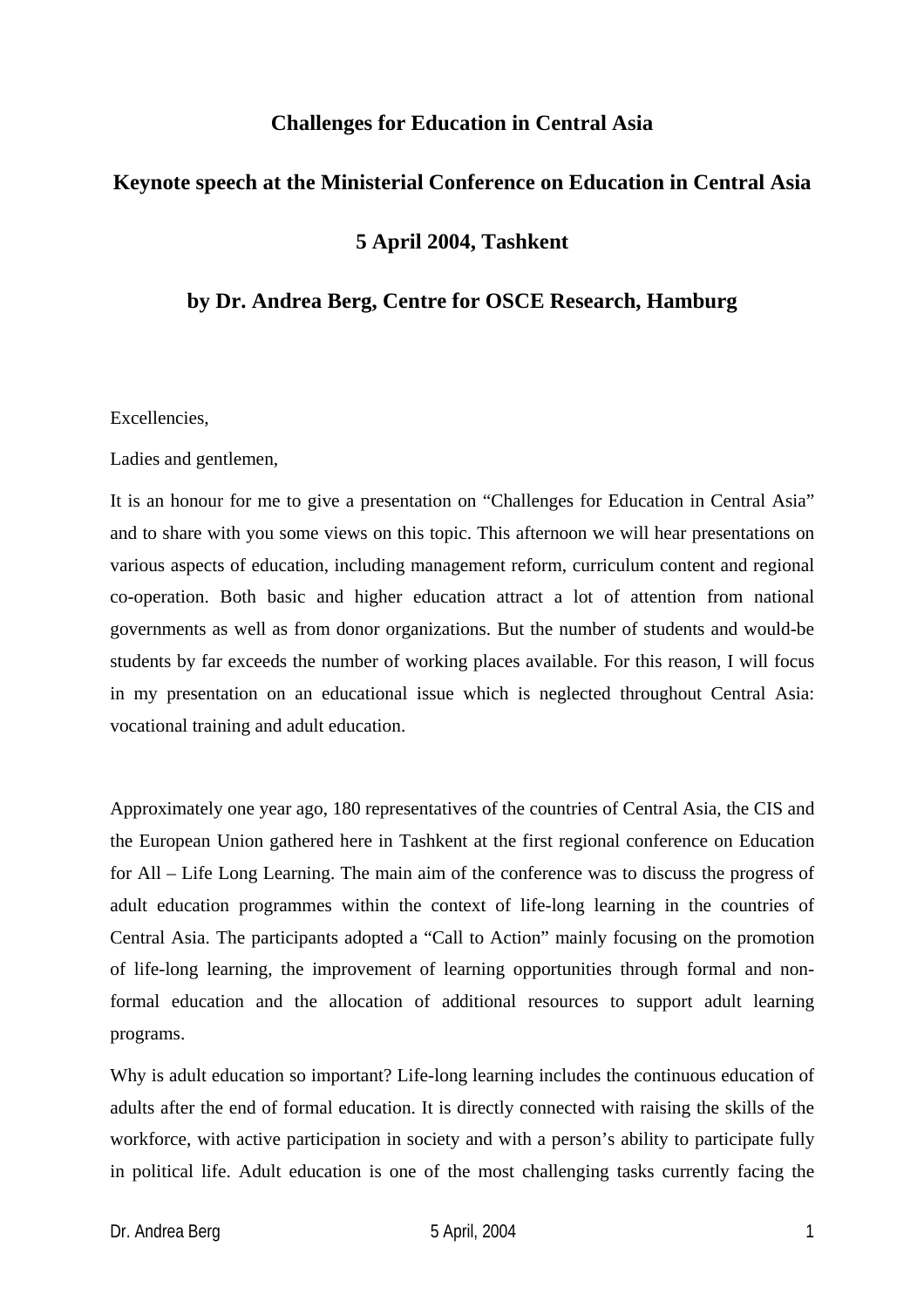# Challenges for Education in Central Asia

## Keynote speech at the Ministerial Conference on Education in Central Asia

## 5 April 2004, Tashkent

## by Dr. Andrea Berg, Centre for OSCE Research, Hamburg

Excellencies,

Ladies and gentlemen,

It is an honour for me to give a presentation on "Challenges for Education in Central Asia" and to share with you some views on this topic. This afternoon we will hear presentations on various aspects of education, including management reform, curriculum content and regional co-operation. Both basic and higher education attract a lot of attention from national governments as well as from donor organizations. But the number of students and would-be students by far exceeds the number of working places available. For this reason, I will focus in my presentation on an educational issue which is neglected throughout Central Asia: vocational training and adult education.

Approximately one year ago, 180 representatives of the countries of Central Asia, the CIS and the European Union gathered here in Tashkent at the first regional conference on Education for All – Life Long Learning. The main aim of the conference was to discuss the progress of adult education programmes within the context of life-long learning in the countries of Central Asia. The participants adopted a "Call to Action" mainly focusing on the promotion of life-long learning, the improvement of learning opportunities through formal and non-formal education and the allocation of additional resources to support adult learning programs.

Why is adult education so important? Life-long learning includes the continuous education of adults after the end of formal education. It is directly connected with raising the skills of the workforce, with active participation in society and with a person's ability to participate fully in political life. Adult education is one of the most challenging tasks currently facing the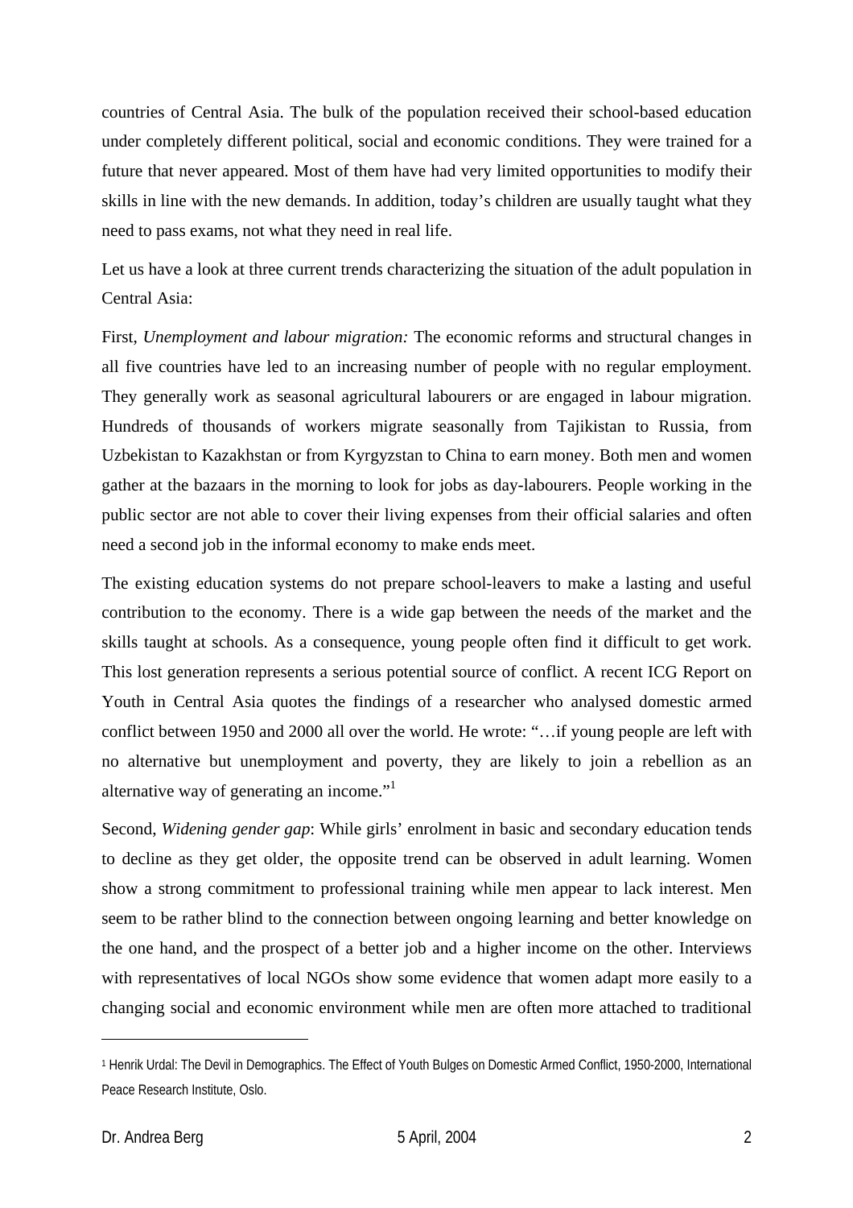countries of Central Asia. The bulk of the population received their school-based education under completely different political, social and economic conditions. They were trained for a future that never appeared. Most of them have had very limited opportunities to modify their skills in line with the new demands. In addition, today's children are usually taught what they need to pass exams, not what they need in real life.

Let us have a look at three current trends characterizing the situation of the adult population in Central Asia:

First, *Unemployment and labour migration:* The economic reforms and structural changes in all five countries have led to an increasing number of people with no regular employment. They generally work as seasonal agricultural labourers or are engaged in labour migration. Hundreds of thousands of workers migrate seasonally from Tajikistan to Russia, from Uzbekistan to Kazakhstan or from Kyrgyzstan to China to earn money. Both men and women gather at the bazaars in the morning to look for jobs as day-labourers. People working in the public sector are not able to cover their living expenses from their official salaries and often need a second job in the informal economy to make ends meet.

The existing education systems do not prepare school-leavers to make a lasting and useful contribution to the economy. There is a wide gap between the needs of the market and the skills taught at schools. As a consequence, young people often find it difficult to get work. This lost generation represents a serious potential source of conflict. A recent ICG Report on Youth in Central Asia quotes the findings of a researcher who analysed domestic armed conflict between 1950 and 2000 all over the world. He wrote: "…if young people are left with no alternative but unemployment and poverty, they are likely to join a rebellion as an alternative way of generating an income."[1]

Second, *Widening gender gap*: While girls' enrolment in basic and secondary education tends to decline as they get older, the opposite trend can be observed in adult learning. Women show a strong commitment to professional training while men appear to lack interest. Men seem to be rather blind to the connection between ongoing learning and better knowledge on the one hand, and the prospect of a better job and a higher income on the other. Interviews with representatives of local NGOs show some evidence that women adapt more easily to a changing social and economic environment while men are often more attached to traditional

---

[1] Henrik Urdal: The Devil in Demographics. The Effect of Youth Bulges on Domestic Armed Conflict, 1950-2000, International Peace Research Institute, Oslo.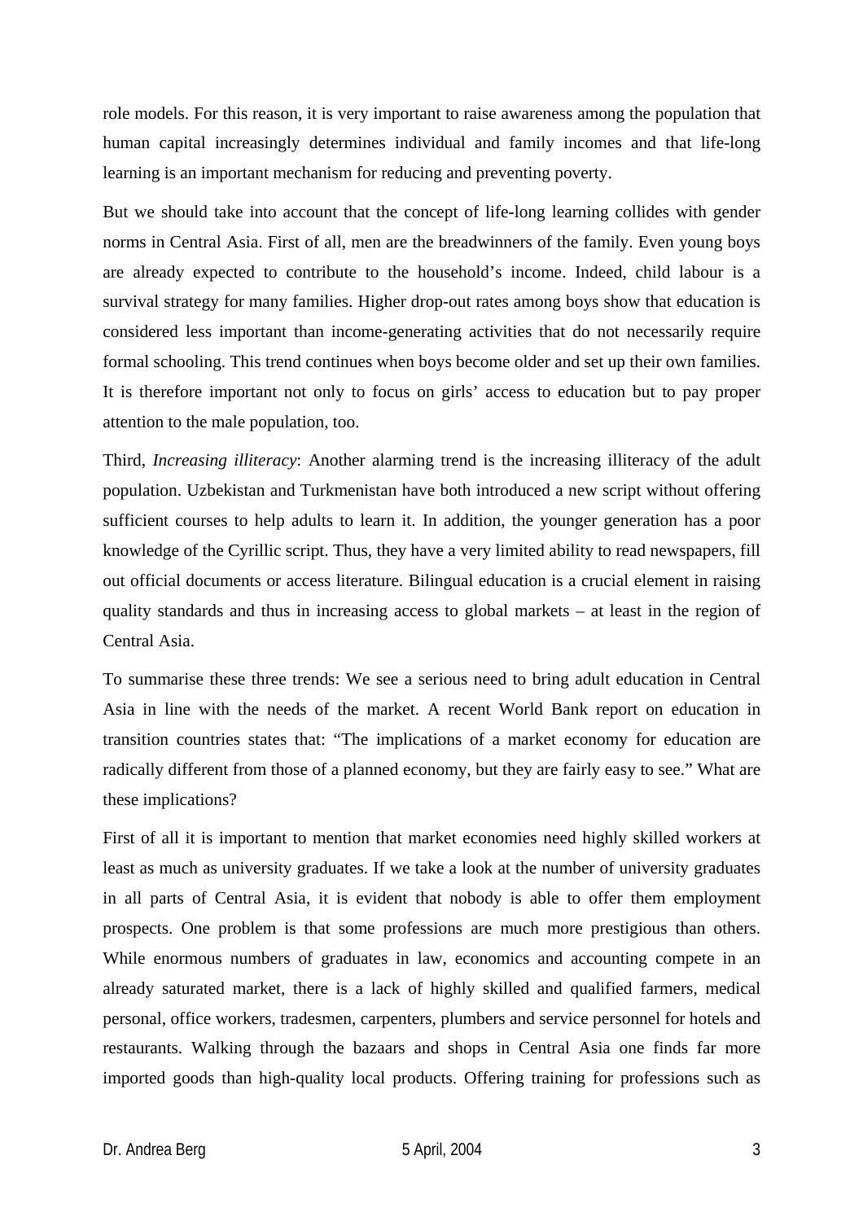role models. For this reason, it is very important to raise awareness among the population that human capital increasingly determines individual and family incomes and that life-long learning is an important mechanism for reducing and preventing poverty.

But we should take into account that the concept of life-long learning collides with gender norms in Central Asia. First of all, men are the breadwinners of the family. Even young boys are already expected to contribute to the household's income. Indeed, child labour is a survival strategy for many families. Higher drop-out rates among boys show that education is considered less important than income-generating activities that do not necessarily require formal schooling. This trend continues when boys become older and set up their own families. It is therefore important not only to focus on girls' access to education but to pay proper attention to the male population, too.

Third, *Increasing illiteracy*: Another alarming trend is the increasing illiteracy of the adult population. Uzbekistan and Turkmenistan have both introduced a new script without offering sufficient courses to help adults to learn it. In addition, the younger generation has a poor knowledge of the Cyrillic script. Thus, they have a very limited ability to read newspapers, fill out official documents or access literature. Bilingual education is a crucial element in raising quality standards and thus in increasing access to global markets – at least in the region of Central Asia.

To summarise these three trends: We see a serious need to bring adult education in Central Asia in line with the needs of the market. A recent World Bank report on education in transition countries states that: "The implications of a market economy for education are radically different from those of a planned economy, but they are fairly easy to see." What are these implications?

First of all it is important to mention that market economies need highly skilled workers at least as much as university graduates. If we take a look at the number of university graduates in all parts of Central Asia, it is evident that nobody is able to offer them employment prospects. One problem is that some professions are much more prestigious than others. While enormous numbers of graduates in law, economics and accounting compete in an already saturated market, there is a lack of highly skilled and qualified farmers, medical personal, office workers, tradesmen, carpenters, plumbers and service personnel for hotels and restaurants. Walking through the bazaars and shops in Central Asia one finds far more imported goods than high-quality local products. Offering training for professions such as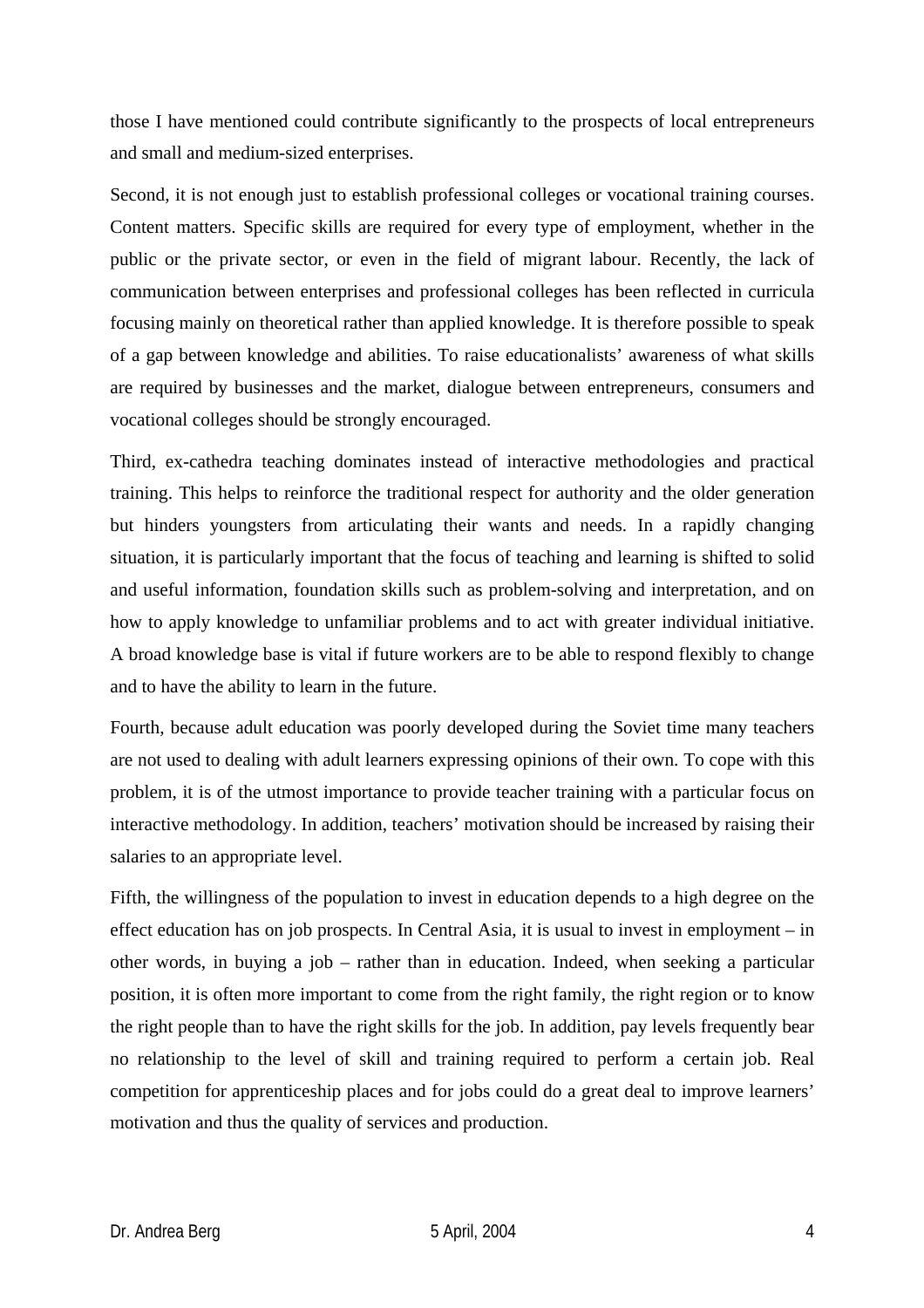those I have mentioned could contribute significantly to the prospects of local entrepreneurs and small and medium-sized enterprises.

Second, it is not enough just to establish professional colleges or vocational training courses. Content matters. Specific skills are required for every type of employment, whether in the public or the private sector, or even in the field of migrant labour. Recently, the lack of communication between enterprises and professional colleges has been reflected in curricula focusing mainly on theoretical rather than applied knowledge. It is therefore possible to speak of a gap between knowledge and abilities. To raise educationalists' awareness of what skills are required by businesses and the market, dialogue between entrepreneurs, consumers and vocational colleges should be strongly encouraged.

Third, ex-cathedra teaching dominates instead of interactive methodologies and practical training. This helps to reinforce the traditional respect for authority and the older generation but hinders youngsters from articulating their wants and needs. In a rapidly changing situation, it is particularly important that the focus of teaching and learning is shifted to solid and useful information, foundation skills such as problem-solving and interpretation, and on how to apply knowledge to unfamiliar problems and to act with greater individual initiative. A broad knowledge base is vital if future workers are to be able to respond flexibly to change and to have the ability to learn in the future.

Fourth, because adult education was poorly developed during the Soviet time many teachers are not used to dealing with adult learners expressing opinions of their own. To cope with this problem, it is of the utmost importance to provide teacher training with a particular focus on interactive methodology. In addition, teachers' motivation should be increased by raising their salaries to an appropriate level.

Fifth, the willingness of the population to invest in education depends to a high degree on the effect education has on job prospects. In Central Asia, it is usual to invest in employment – in other words, in buying a job – rather than in education. Indeed, when seeking a particular position, it is often more important to come from the right family, the right region or to know the right people than to have the right skills for the job. In addition, pay levels frequently bear no relationship to the level of skill and training required to perform a certain job. Real competition for apprenticeship places and for jobs could do a great deal to improve learners' motivation and thus the quality of services and production.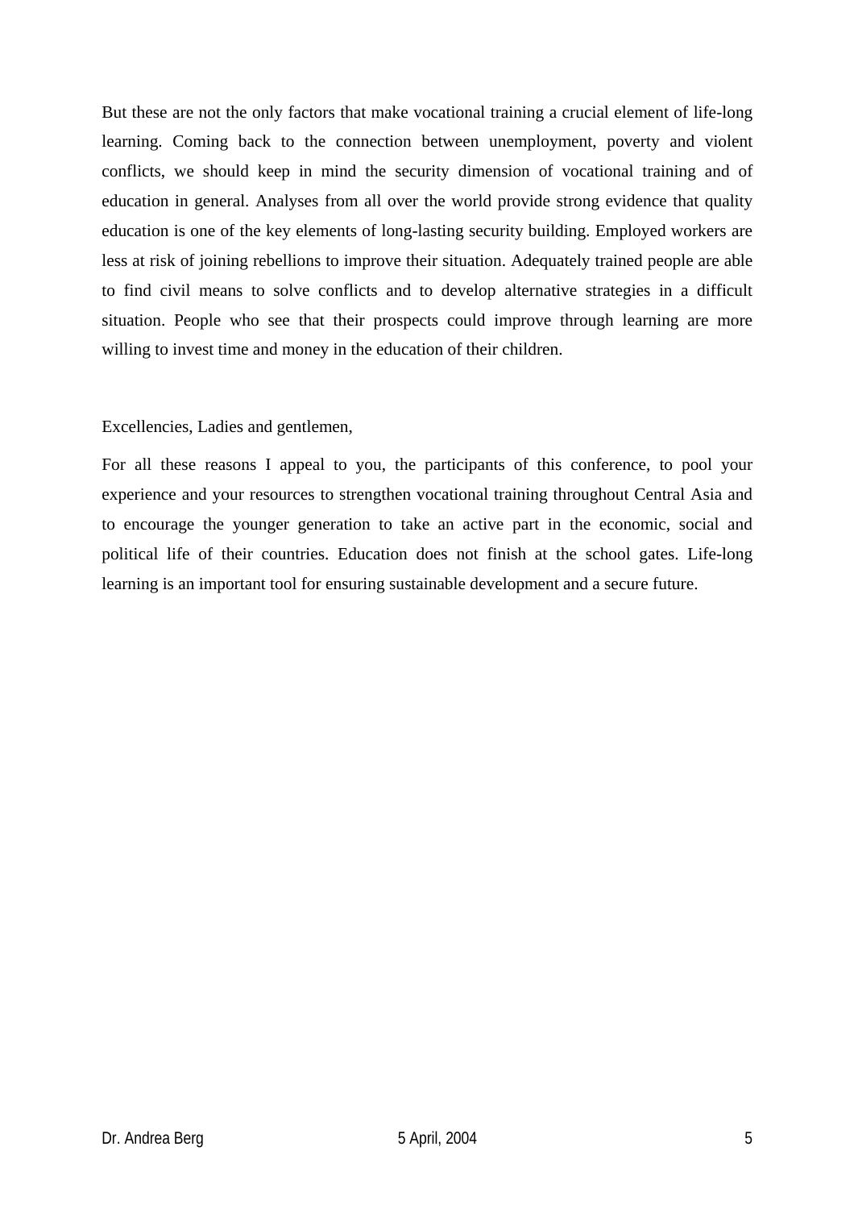But these are not the only factors that make vocational training a crucial element of life-long learning. Coming back to the connection between unemployment, poverty and violent conflicts, we should keep in mind the security dimension of vocational training and of education in general. Analyses from all over the world provide strong evidence that quality education is one of the key elements of long-lasting security building. Employed workers are less at risk of joining rebellions to improve their situation. Adequately trained people are able to find civil means to solve conflicts and to develop alternative strategies in a difficult situation. People who see that their prospects could improve through learning are more willing to invest time and money in the education of their children.

Excellencies, Ladies and gentlemen,

For all these reasons I appeal to you, the participants of this conference, to pool your experience and your resources to strengthen vocational training throughout Central Asia and to encourage the younger generation to take an active part in the economic, social and political life of their countries. Education does not finish at the school gates. Life-long learning is an important tool for ensuring sustainable development and a secure future.